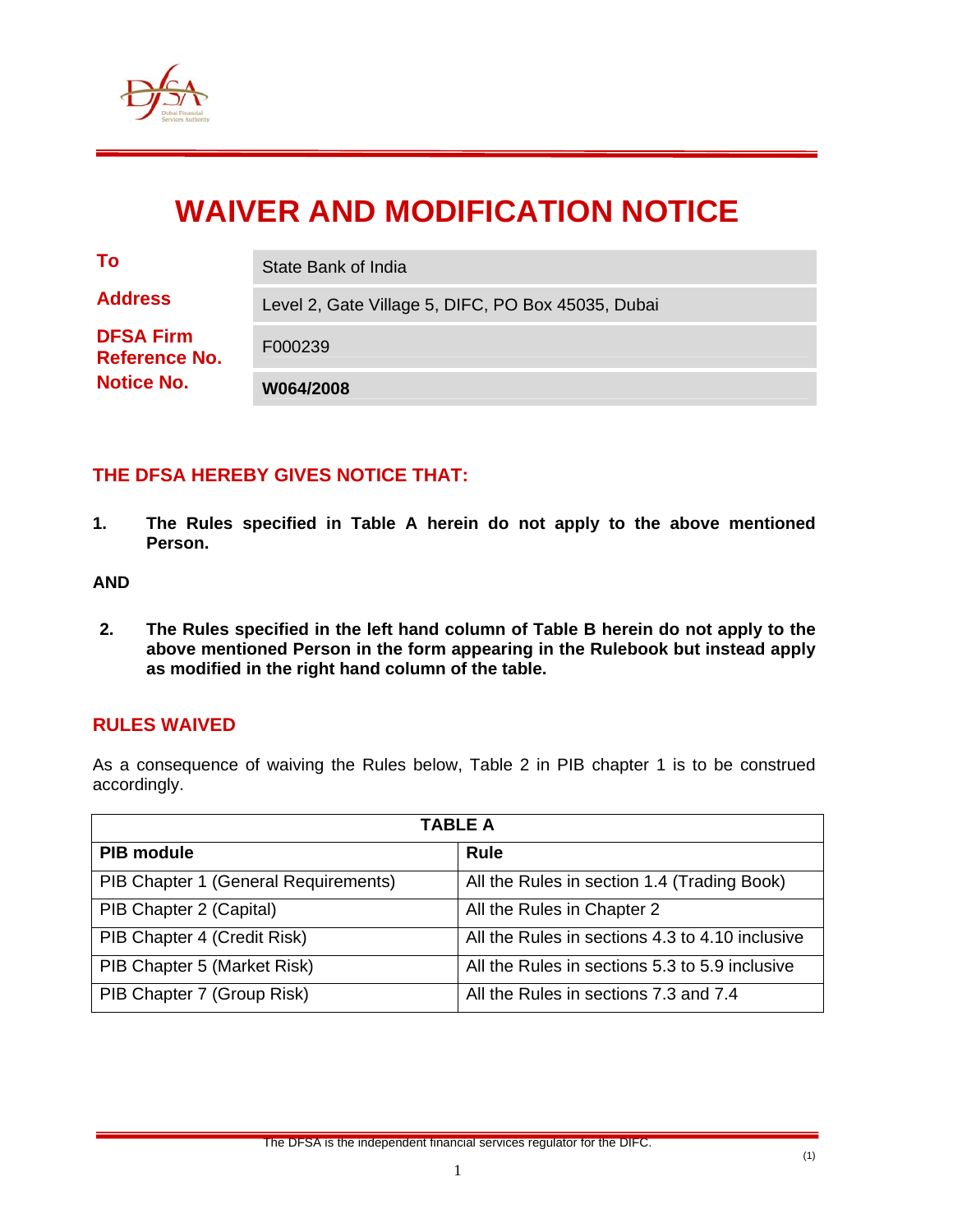# WAIVER AND MODIFICATION NOTICE

| | |
|---|---|
| **To** | State Bank of India |
| **Address** | Level 2, Gate Village 5, DIFC, PO Box 45035, Dubai |
| **DFSA Firm Reference No.** | F000239 |
| **Notice No.** | **W064/2008** |

## THE DFSA HEREBY GIVES NOTICE THAT:

1. **The Rules specified in Table A herein do not apply to the above mentioned Person.**

**AND**

2. **The Rules specified in the left hand column of Table B herein do not apply to the above mentioned Person in the form appearing in the Rulebook but instead apply as modified in the right hand column of the table.**

## RULES WAIVED

As a consequence of waiving the Rules below, Table 2 in PIB chapter 1 is to be construed accordingly.

| TABLE A | |
|---|---|
| **PIB module** | **Rule** |
| PIB Chapter 1 (General Requirements) | All the Rules in section 1.4 (Trading Book) |
| PIB Chapter 2 (Capital) | All the Rules in Chapter 2 |
| PIB Chapter 4 (Credit Risk) | All the Rules in sections 4.3 to 4.10 inclusive |
| PIB Chapter 5 (Market Risk) | All the Rules in sections 5.3 to 5.9 inclusive |
| PIB Chapter 7 (Group Risk) | All the Rules in sections 7.3 and 7.4 |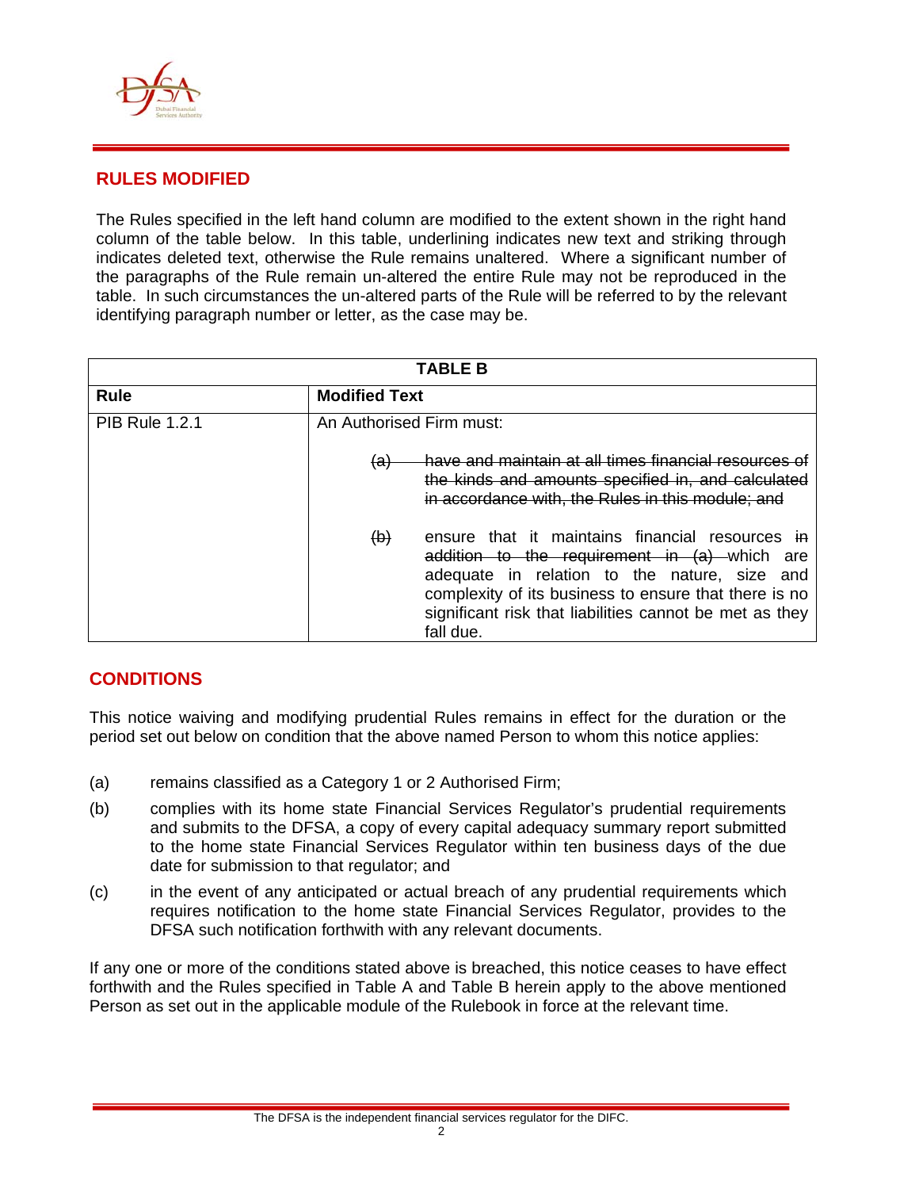## RULES MODIFIED

The Rules specified in the left hand column are modified to the extent shown in the right hand column of the table below. In this table, underlining indicates new text and striking through indicates deleted text, otherwise the Rule remains unaltered. Where a significant number of the paragraphs of the Rule remain un-altered the entire Rule may not be reproduced in the table. In such circumstances the un-altered parts of the Rule will be referred to by the relevant identifying paragraph number or letter, as the case may be.

| TABLE B | |
|---|---|
| **Rule** | **Modified Text** |
| PIB Rule 1.2.1 | An Authorised Firm must:<br><br>~~(a) have and maintain at all times financial resources of the kinds and amounts specified in, and calculated in accordance with, the Rules in this module; and~~<br><br>~~(b)~~ ensure that it maintains financial resources ~~in addition to the requirement in (a)~~ which are adequate in relation to the nature, size and complexity of its business to ensure that there is no significant risk that liabilities cannot be met as they fall due. |

## CONDITIONS

This notice waiving and modifying prudential Rules remains in effect for the duration or the period set out below on condition that the above named Person to whom this notice applies:

(a) remains classified as a Category 1 or 2 Authorised Firm;

(b) complies with its home state Financial Services Regulator's prudential requirements and submits to the DFSA, a copy of every capital adequacy summary report submitted to the home state Financial Services Regulator within ten business days of the due date for submission to that regulator; and

(c) in the event of any anticipated or actual breach of any prudential requirements which requires notification to the home state Financial Services Regulator, provides to the DFSA such notification forthwith with any relevant documents.

If any one or more of the conditions stated above is breached, this notice ceases to have effect forthwith and the Rules specified in Table A and Table B herein apply to the above mentioned Person as set out in the applicable module of the Rulebook in force at the relevant time.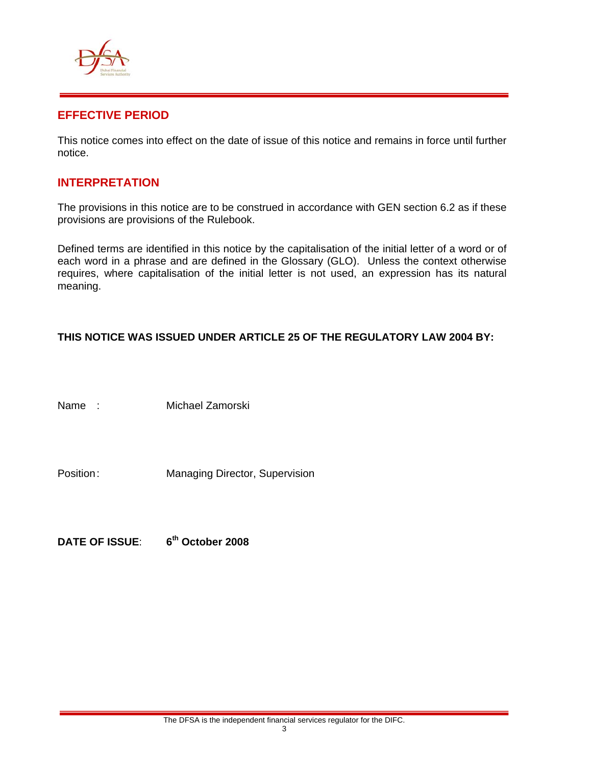## EFFECTIVE PERIOD

This notice comes into effect on the date of issue of this notice and remains in force until further notice.

## INTERPRETATION

The provisions in this notice are to be construed in accordance with GEN section 6.2 as if these provisions are provisions of the Rulebook.

Defined terms are identified in this notice by the capitalisation of the initial letter of a word or of each word in a phrase and are defined in the Glossary (GLO). Unless the context otherwise requires, where capitalisation of the initial letter is not used, an expression has its natural meaning.

**THIS NOTICE WAS ISSUED UNDER ARTICLE 25 OF THE REGULATORY LAW 2004 BY:**

Name : Michael Zamorski

Position: Managing Director, Supervision

**DATE OF ISSUE**: **6th October 2008**

The DFSA is the independent financial services regulator for the DIFC.